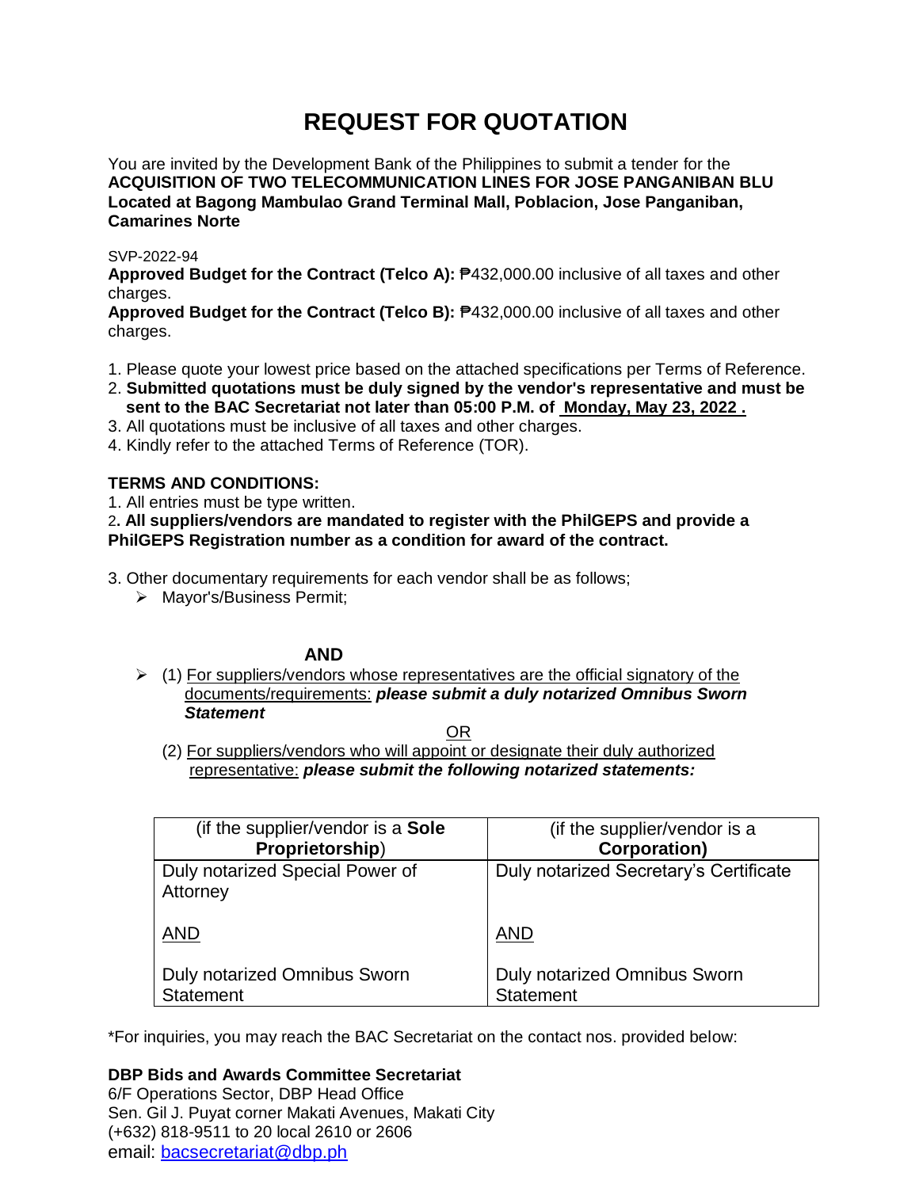# REQUEST FOR QUOTATION

You are invited by the Development Bank of the Philippines to submit a tender for the **ACQUISITION OF TWO TELECOMMUNICATION LINES FOR JOSE PANGANIBAN BLU Located at Bagong Mambulao Grand Terminal Mall, Poblacion, Jose Panganiban, Camarines Norte**

SVP-2022-94

**Approved Budget for the Contract (Telco A):** ₱432,000.00 inclusive of all taxes and other charges.

**Approved Budget for the Contract (Telco B):** ₱432,000.00 inclusive of all taxes and other charges.

1. Please quote your lowest price based on the attached specifications per Terms of Reference.
2. **Submitted quotations must be duly signed by the vendor's representative and must be sent to the BAC Secretariat not later than 05:00 P.M. of <u>Monday, May 23, 2022 .</u>**
3. All quotations must be inclusive of all taxes and other charges.
4. Kindly refer to the attached Terms of Reference (TOR).

**TERMS AND CONDITIONS:**

1. All entries must be type written.
2. **All suppliers/vendors are mandated to register with the PhilGEPS and provide a PhilGEPS Registration number as a condition for award of the contract.**
3. Other documentary requirements for each vendor shall be as follows;
   - Mayor's/Business Permit;

**AND**

   - (1) <u>For suppliers/vendors whose representatives are the official signatory of the documents/requirements:</u> ***please submit a duly notarized Omnibus Sworn Statement***

<u>OR</u>

   (2) <u>For suppliers/vendors who will appoint or designate their duly authorized representative:</u> ***please submit the following notarized statements:***

| (if the supplier/vendor is a **Sole Proprietorship**) | (if the supplier/vendor is a **Corporation)** |
|---|---|
| Duly notarized Special Power of Attorney<br><br><u>AND</u><br><br>Duly notarized Omnibus Sworn Statement | Duly notarized Secretary's Certificate<br><br><u>AND</u><br><br>Duly notarized Omnibus Sworn Statement |

*For inquiries, you may reach the BAC Secretariat on the contact nos. provided below:

**DBP Bids and Awards Committee Secretariat**
6/F Operations Sector, DBP Head Office
Sen. Gil J. Puyat corner Makati Avenues, Makati City
(+632) 818-9511 to 20 local 2610 or 2606
email: bacsecretariat@dbp.ph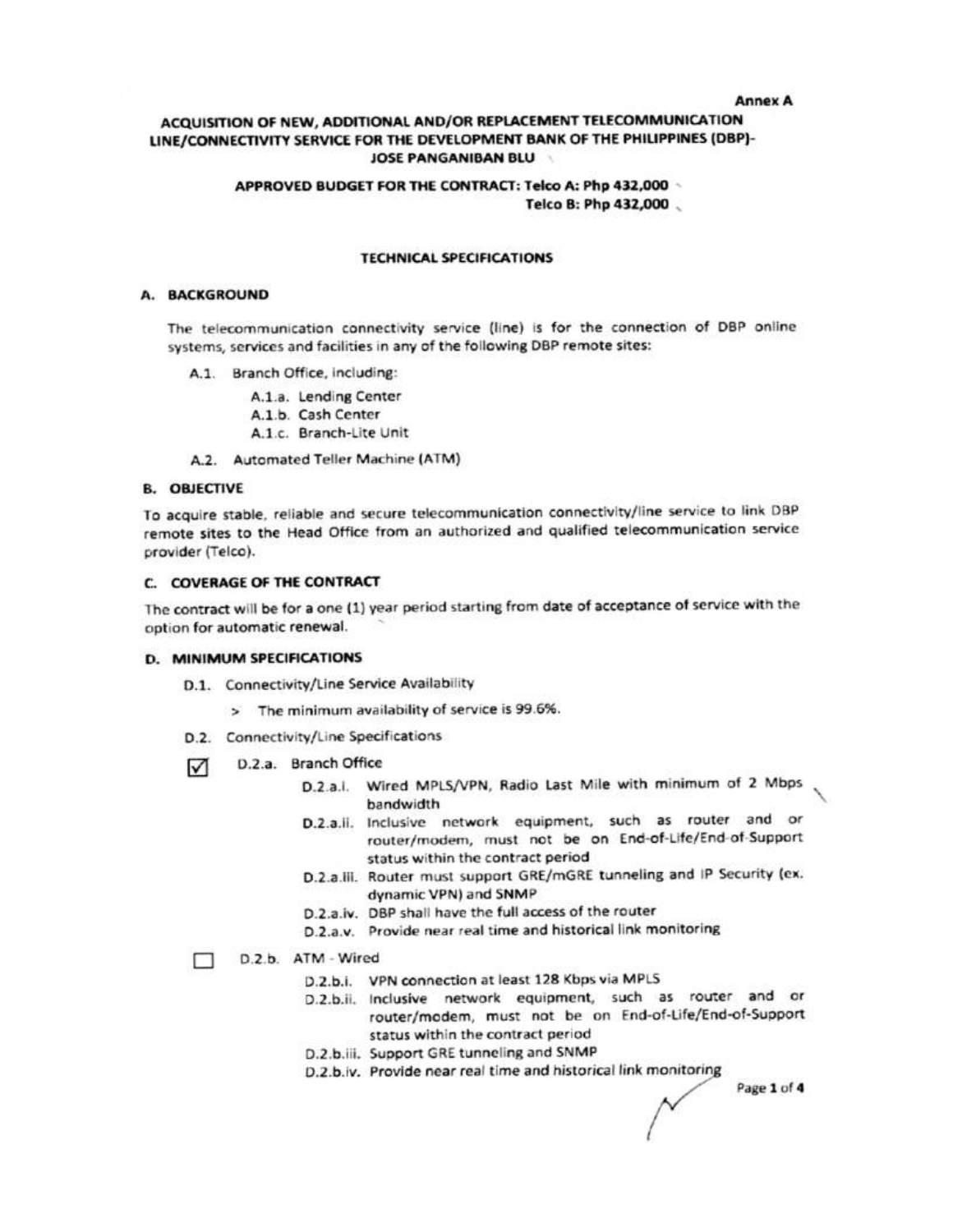**Annex A**

# ACQUISITION OF NEW, ADDITIONAL AND/OR REPLACEMENT TELECOMMUNICATION LINE/CONNECTIVITY SERVICE FOR THE DEVELOPMENT BANK OF THE PHILIPPINES (DBP)-JOSE PANGANIBAN BLU

**APPROVED BUDGET FOR THE CONTRACT: Telco A: Php 432,000**
**Telco B: Php 432,000**

## TECHNICAL SPECIFICATIONS

### A. BACKGROUND

The telecommunication connectivity service (line) is for the connection of DBP online systems, services and facilities in any of the following DBP remote sites:

- A.1. Branch Office, including:
  - A.1.a. Lending Center
  - A.1.b. Cash Center
  - A.1.c. Branch-Lite Unit
- A.2. Automated Teller Machine (ATM)

### B. OBJECTIVE

To acquire stable, reliable and secure telecommunication connectivity/line service to link DBP remote sites to the Head Office from an authorized and qualified telecommunication service provider (Telco).

### C. COVERAGE OF THE CONTRACT

The contract will be for a one (1) year period starting from date of acceptance of service with the option for automatic renewal.

### D. MINIMUM SPECIFICATIONS

- D.1. Connectivity/Line Service Availability
  - > The minimum availability of service is 99.6%.
- D.2. Connectivity/Line Specifications

☑ D.2.a. Branch Office

- D.2.a.i. Wired MPLS/VPN, Radio Last Mile with minimum of 2 Mbps bandwidth
- D.2.a.ii. Inclusive network equipment, such as router and or router/modem, must not be on End-of-Life/End-of-Support status within the contract period
- D.2.a.iii. Router must support GRE/mGRE tunneling and IP Security (ex. dynamic VPN) and SNMP
- D.2.a.iv. DBP shall have the full access of the router
- D.2.a.v. Provide near real time and historical link monitoring

☐ D.2.b. ATM - Wired

- D.2.b.i. VPN connection at least 128 Kbps via MPLS
- D.2.b.ii. Inclusive network equipment, such as router and or router/modem, must not be on End-of-Life/End-of-Support status within the contract period
- D.2.b.iii. Support GRE tunneling and SNMP
- D.2.b.iv. Provide near real time and historical link monitoring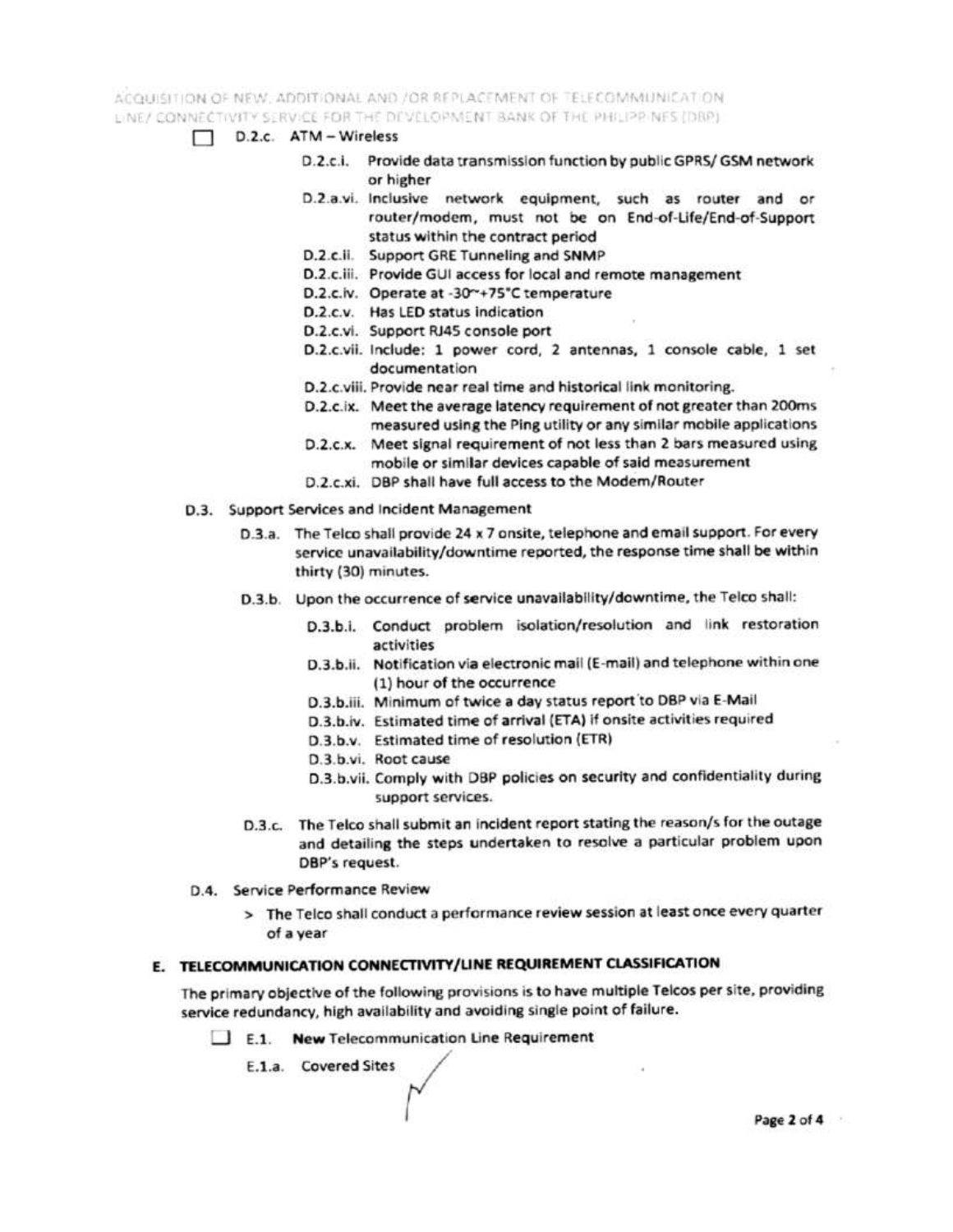☐ D.2.c. ATM – Wireless

- D.2.c.i. Provide data transmission function by public GPRS/ GSM network or higher
- D.2.a.vi. Inclusive network equipment, such as router and or router/modem, must not be on End-of-Life/End-of-Support status within the contract period
- D.2.c.ii. Support GRE Tunneling and SNMP
- D.2.c.iii. Provide GUI access for local and remote management
- D.2.c.iv. Operate at -30~+75°C temperature
- D.2.c.v. Has LED status indication
- D.2.c.vi. Support RJ45 console port
- D.2.c.vii. Include: 1 power cord, 2 antennas, 1 console cable, 1 set documentation
- D.2.c.viii. Provide near real time and historical link monitoring.
- D.2.c.ix. Meet the average latency requirement of not greater than 200ms measured using the Ping utility or any similar mobile applications
- D.2.c.x. Meet signal requirement of not less than 2 bars measured using mobile or similar devices capable of said measurement
- D.2.c.xi. DBP shall have full access to the Modem/Router

D.3. Support Services and Incident Management

- D.3.a. The Telco shall provide 24 x 7 onsite, telephone and email support. For every service unavailability/downtime reported, the response time shall be within thirty (30) minutes.
- D.3.b. Upon the occurrence of service unavailability/downtime, the Telco shall:
  - D.3.b.i. Conduct problem isolation/resolution and link restoration activities
  - D.3.b.ii. Notification via electronic mail (E-mail) and telephone within one (1) hour of the occurrence
  - D.3.b.iii. Minimum of twice a day status report to DBP via E-Mail
  - D.3.b.iv. Estimated time of arrival (ETA) if onsite activities required
  - D.3.b.v. Estimated time of resolution (ETR)
  - D.3.b.vi. Root cause
  - D.3.b.vii. Comply with DBP policies on security and confidentiality during support services.
- D.3.c. The Telco shall submit an incident report stating the reason/s for the outage and detailing the steps undertaken to resolve a particular problem upon DBP's request.

D.4. Service Performance Review

> The Telco shall conduct a performance review session at least once every quarter of a year

## E. TELECOMMUNICATION CONNECTIVITY/LINE REQUIREMENT CLASSIFICATION

The primary objective of the following provisions is to have multiple Telcos per site, providing service redundancy, high availability and avoiding single point of failure.

☐ E.1. **New** Telecommunication Line Requirement

E.1.a. Covered Sites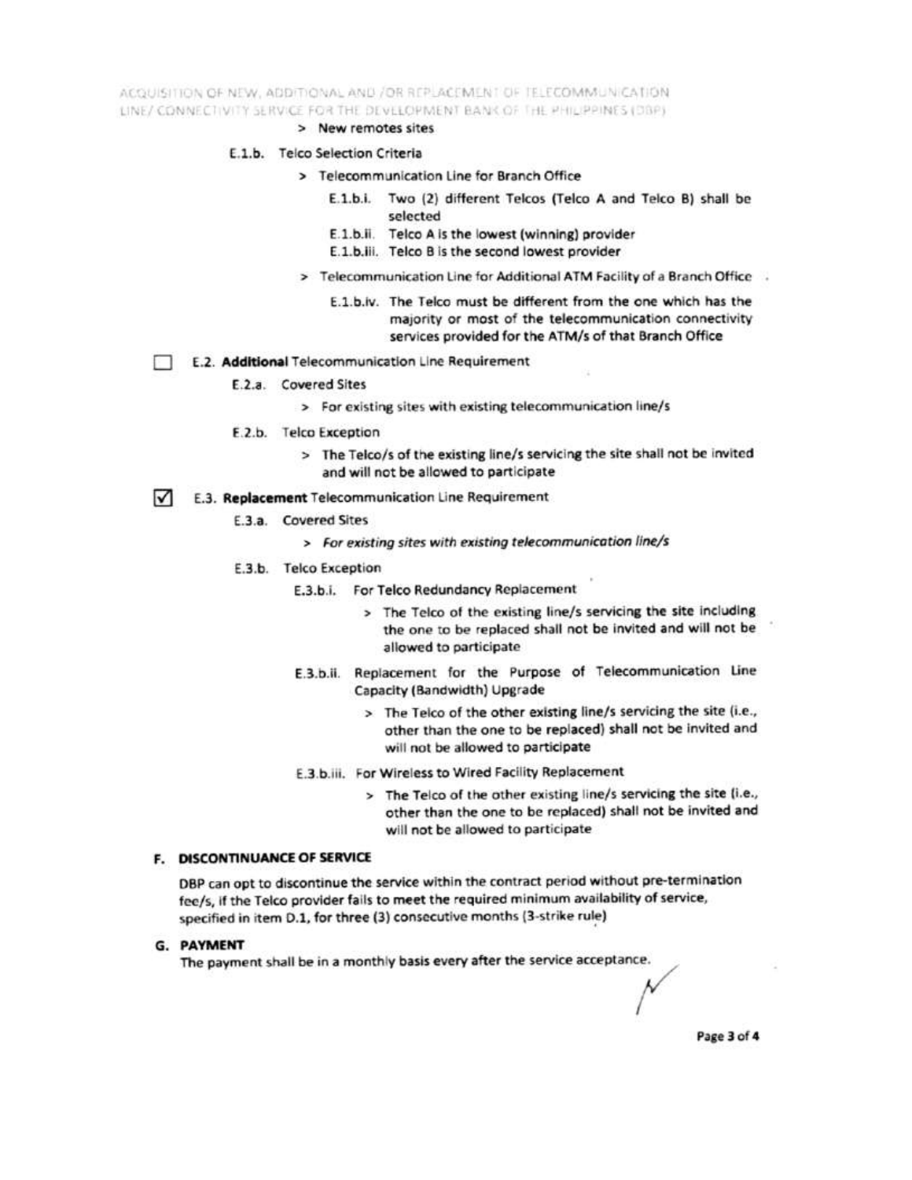> New remotes sites

E.1.b. Telco Selection Criteria

> Telecommunication Line for Branch Office

E.1.b.i. Two (2) different Telcos (Telco A and Telco B) shall be selected

E.1.b.ii. Telco A is the lowest (winning) provider

E.1.b.iii. Telco B is the second lowest provider

> Telecommunication Line for Additional ATM Facility of a Branch Office

E.1.b.iv. The Telco must be different from the one which has the majority or most of the telecommunication connectivity services provided for the ATM/s of that Branch Office

☐ E.2. **Additional** Telecommunication Line Requirement

E.2.a. Covered Sites

> For existing sites with existing telecommunication line/s

E.2.b. Telco Exception

> The Telco/s of the existing line/s servicing the site shall not be invited and will not be allowed to participate

☑ E.3. **Replacement** Telecommunication Line Requirement

E.3.a. Covered Sites

> *For existing sites with existing telecommunication line/s*

E.3.b. Telco Exception

E.3.b.i. For Telco Redundancy Replacement

> The Telco of the existing line/s servicing the site including the one to be replaced shall not be invited and will not be allowed to participate

E.3.b.ii. Replacement for the Purpose of Telecommunication Line Capacity (Bandwidth) Upgrade

> The Telco of the other existing line/s servicing the site (i.e., other than the one to be replaced) shall not be invited and will not be allowed to participate

E.3.b.iii. For Wireless to Wired Facility Replacement

> The Telco of the other existing line/s servicing the site (i.e., other than the one to be replaced) shall not be invited and will not be allowed to participate

## F. DISCONTINUANCE OF SERVICE

DBP can opt to discontinue the service within the contract period without pre-termination fee/s, if the Telco provider fails to meet the required minimum availability of service, specified in item D.1, for three (3) consecutive months (3-strike rule)

## G. PAYMENT

The payment shall be in a monthly basis every after the service acceptance.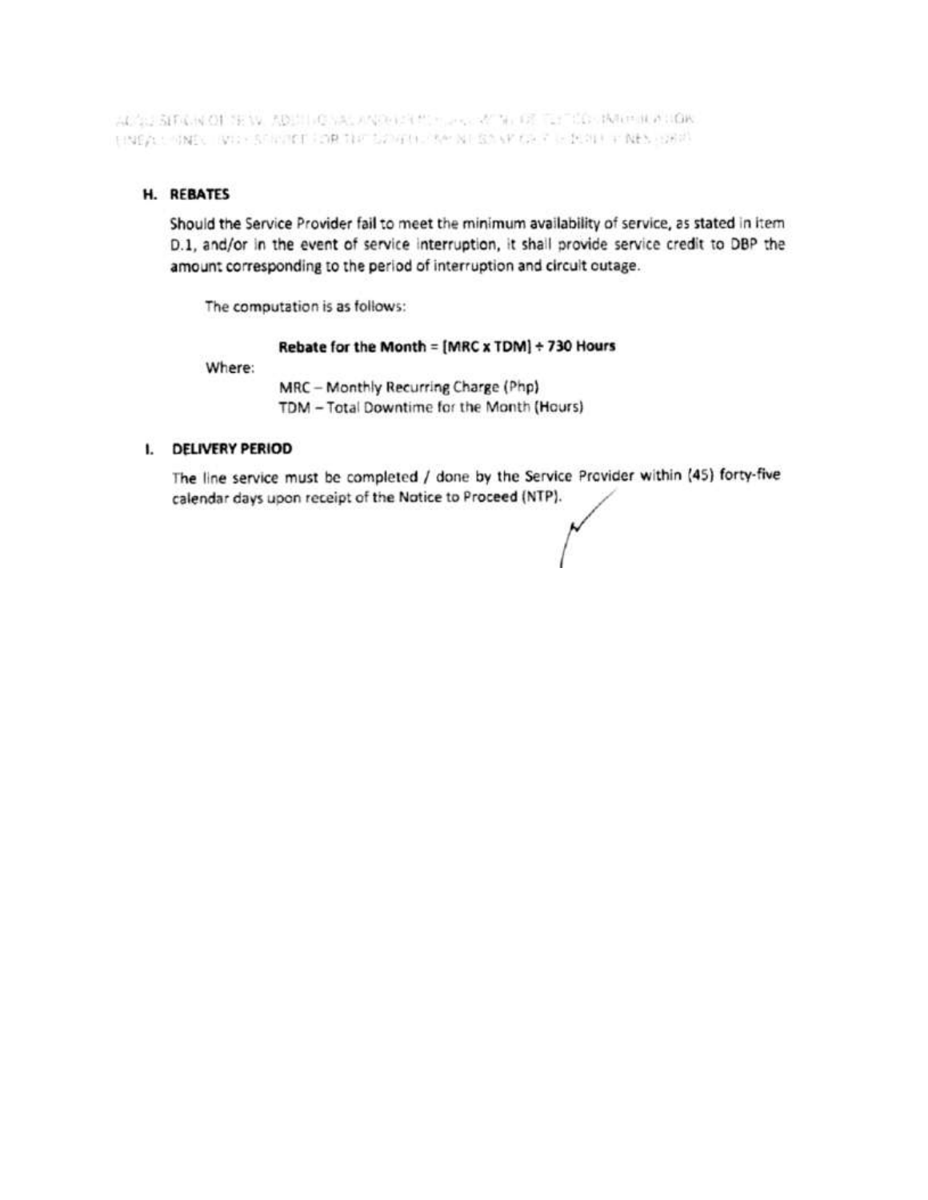## H. REBATES

Should the Service Provider fail to meet the minimum availability of service, as stated in item D.1, and/or in the event of service interruption, it shall provide service credit to DBP the amount corresponding to the period of interruption and circuit outage.

The computation is as follows:

**Rebate for the Month = [MRC x TDM] ÷ 730 Hours**

Where:

MRC – Monthly Recurring Charge (Php)
TDM – Total Downtime for the Month (Hours)

## I. DELIVERY PERIOD

The line service must be completed / done by the Service Provider within (45) forty-five calendar days upon receipt of the Notice to Proceed (NTP).